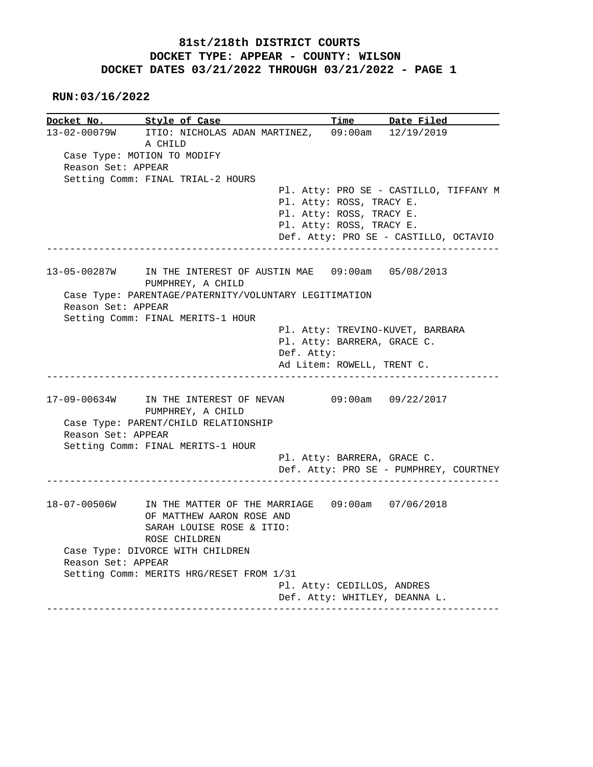# 81st/218th DISTRICT COURTS
## DOCKET TYPE: APPEAR - COUNTY: WILSON
## DOCKET DATES 03/21/2022 THROUGH 03/21/2022 - PAGE 1

**RUN:03/16/2022**

| Docket No. | Style of Case | Time | Date Filed |
|---|---|---|---|
| 13-02-00079W | ITIO: NICHOLAS ADAN MARTINEZ, A CHILD | 09:00am | 12/19/2019 |

Case Type: MOTION TO MODIFY
Reason Set: APPEAR
Setting Comm: FINAL TRIAL-2 HOURS

Pl. Atty: PRO SE - CASTILLO, TIFFANY M
Pl. Atty: ROSS, TRACY E.
Pl. Atty: ROSS, TRACY E.
Pl. Atty: ROSS, TRACY E.
Def. Atty: PRO SE - CASTILLO, OCTAVIO

---

| Docket No. | Style of Case | Time | Date Filed |
|---|---|---|---|
| 13-05-00287W | IN THE INTEREST OF AUSTIN MAE PUMPHREY, A CHILD | 09:00am | 05/08/2013 |

Case Type: PARENTAGE/PATERNITY/VOLUNTARY LEGITIMATION
Reason Set: APPEAR
Setting Comm: FINAL MERITS-1 HOUR

Pl. Atty: TREVINO-KUVET, BARBARA
Pl. Atty: BARRERA, GRACE C.
Def. Atty:
Ad Litem: ROWELL, TRENT C.

---

| Docket No. | Style of Case | Time | Date Filed |
|---|---|---|---|
| 17-09-00634W | IN THE INTEREST OF NEVAN PUMPHREY, A CHILD | 09:00am | 09/22/2017 |

Case Type: PARENT/CHILD RELATIONSHIP
Reason Set: APPEAR
Setting Comm: FINAL MERITS-1 HOUR

Pl. Atty: BARRERA, GRACE C.
Def. Atty: PRO SE - PUMPHREY, COURTNEY

---

| Docket No. | Style of Case | Time | Date Filed |
|---|---|---|---|
| 18-07-00506W | IN THE MATTER OF THE MARRIAGE OF MATTHEW AARON ROSE AND SARAH LOUISE ROSE & ITIO: ROSE CHILDREN | 09:00am | 07/06/2018 |

Case Type: DIVORCE WITH CHILDREN
Reason Set: APPEAR
Setting Comm: MERITS HRG/RESET FROM 1/31

Pl. Atty: CEDILLOS, ANDRES
Def. Atty: WHITLEY, DEANNA L.

---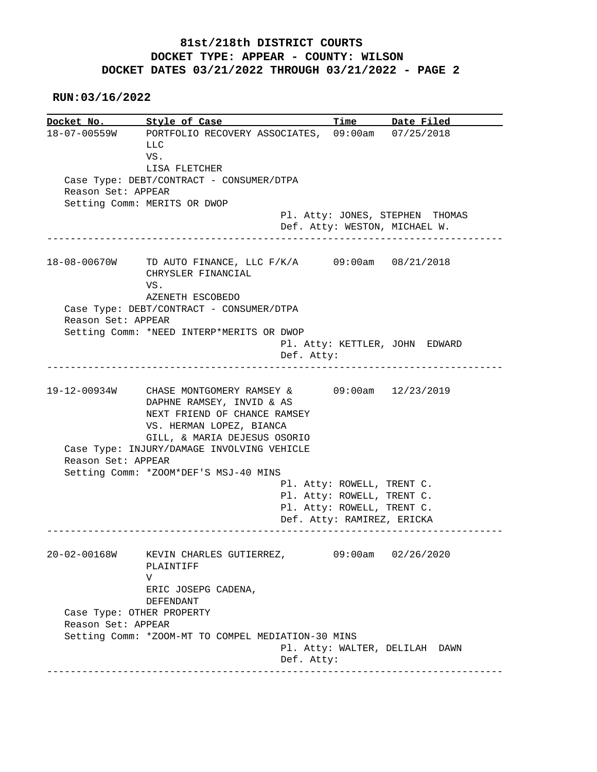**81st/218th DISTRICT COURTS**
**DOCKET TYPE: APPEAR - COUNTY: WILSON**
**DOCKET DATES 03/21/2022 THROUGH 03/21/2022 - PAGE 2**

**RUN:03/16/2022**

| Docket No. | Style of Case | Time | Date Filed |
|---|---|---|---|
| 18-07-00559W | PORTFOLIO RECOVERY ASSOCIATES, LLC VS. LISA FLETCHER | 09:00am | 07/25/2018 |

Case Type: DEBT/CONTRACT - CONSUMER/DTPA
Reason Set: APPEAR
Setting Comm: MERITS OR DWOP
Pl. Atty: JONES, STEPHEN THOMAS
Def. Atty: WESTON, MICHAEL W.

---

| Docket No. | Style of Case | Time | Date Filed |
|---|---|---|---|
| 18-08-00670W | TD AUTO FINANCE, LLC F/K/A CHRYSLER FINANCIAL VS. AZENETH ESCOBEDO | 09:00am | 08/21/2018 |

Case Type: DEBT/CONTRACT - CONSUMER/DTPA
Reason Set: APPEAR
Setting Comm: *NEED INTERP*MERITS OR DWOP
Pl. Atty: KETTLER, JOHN EDWARD
Def. Atty:

---

| Docket No. | Style of Case | Time | Date Filed |
|---|---|---|---|
| 19-12-00934W | CHASE MONTGOMERY RAMSEY & DAPHNE RAMSEY, INVID & AS NEXT FRIEND OF CHANCE RAMSEY VS. HERMAN LOPEZ, BIANCA GILL, & MARIA DEJESUS OSORIO | 09:00am | 12/23/2019 |

Case Type: INJURY/DAMAGE INVOLVING VEHICLE
Reason Set: APPEAR
Setting Comm: *ZOOM*DEF'S MSJ-40 MINS
Pl. Atty: ROWELL, TRENT C.
Pl. Atty: ROWELL, TRENT C.
Pl. Atty: ROWELL, TRENT C.
Def. Atty: RAMIREZ, ERICKA

---

| Docket No. | Style of Case | Time | Date Filed |
|---|---|---|---|
| 20-02-00168W | KEVIN CHARLES GUTIERREZ, PLAINTIFF V ERIC JOSEPG CADENA, DEFENDANT | 09:00am | 02/26/2020 |

Case Type: OTHER PROPERTY
Reason Set: APPEAR
Setting Comm: *ZOOM-MT TO COMPEL MEDIATION-30 MINS
Pl. Atty: WALTER, DELILAH DAWN
Def. Atty:

---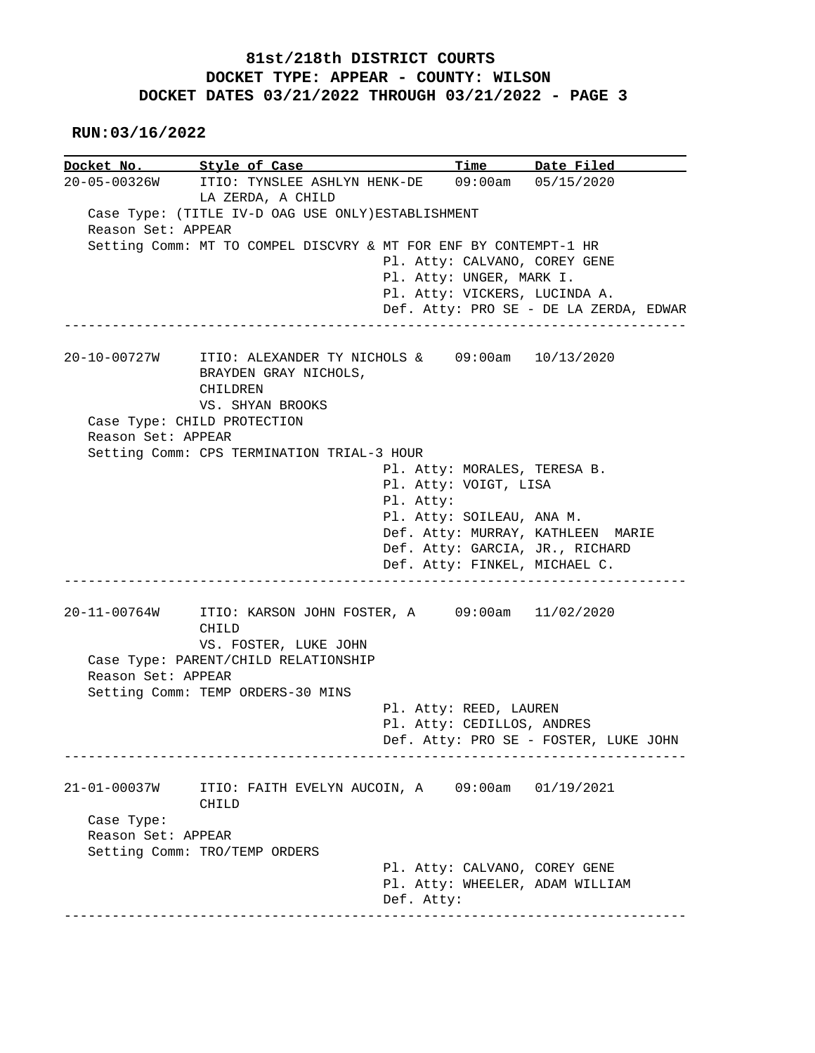# 81st/218th DISTRICT COURTS

## DOCKET TYPE: APPEAR - COUNTY: WILSON

## DOCKET DATES 03/21/2022 THROUGH 03/21/2022 - PAGE 3

**RUN:03/16/2022**

| Docket No. | Style of Case | Time | Date Filed |
|---|---|---|---|
| 20-05-00326W | ITIO: TYNSLEE ASHLYN HENK-DE LA ZERDA, A CHILD | 09:00am | 05/15/2020 |

Case Type: (TITLE IV-D OAG USE ONLY)ESTABLISHMENT
Reason Set: APPEAR
Setting Comm: MT TO COMPEL DISCVRY & MT FOR ENF BY CONTEMPT-1 HR

Pl. Atty: CALVANO, COREY GENE
Pl. Atty: UNGER, MARK I.
Pl. Atty: VICKERS, LUCINDA A.
Def. Atty: PRO SE - DE LA ZERDA, EDWAR

---

| Docket No. | Style of Case | Time | Date Filed |
|---|---|---|---|
| 20-10-00727W | ITIO: ALEXANDER TY NICHOLS & BRAYDEN GRAY NICHOLS, CHILDREN VS. SHYAN BROOKS | 09:00am | 10/13/2020 |

Case Type: CHILD PROTECTION
Reason Set: APPEAR
Setting Comm: CPS TERMINATION TRIAL-3 HOUR

Pl. Atty: MORALES, TERESA B.
Pl. Atty: VOIGT, LISA
Pl. Atty:
Pl. Atty: SOILEAU, ANA M.
Def. Atty: MURRAY, KATHLEEN MARIE
Def. Atty: GARCIA, JR., RICHARD
Def. Atty: FINKEL, MICHAEL C.

---

| Docket No. | Style of Case | Time | Date Filed |
|---|---|---|---|
| 20-11-00764W | ITIO: KARSON JOHN FOSTER, A CHILD VS. FOSTER, LUKE JOHN | 09:00am | 11/02/2020 |

Case Type: PARENT/CHILD RELATIONSHIP
Reason Set: APPEAR
Setting Comm: TEMP ORDERS-30 MINS

Pl. Atty: REED, LAUREN
Pl. Atty: CEDILLOS, ANDRES
Def. Atty: PRO SE - FOSTER, LUKE JOHN

---

| Docket No. | Style of Case | Time | Date Filed |
|---|---|---|---|
| 21-01-00037W | ITIO: FAITH EVELYN AUCOIN, A CHILD | 09:00am | 01/19/2021 |

Case Type:
Reason Set: APPEAR
Setting Comm: TRO/TEMP ORDERS

Pl. Atty: CALVANO, COREY GENE
Pl. Atty: WHEELER, ADAM WILLIAM
Def. Atty:

---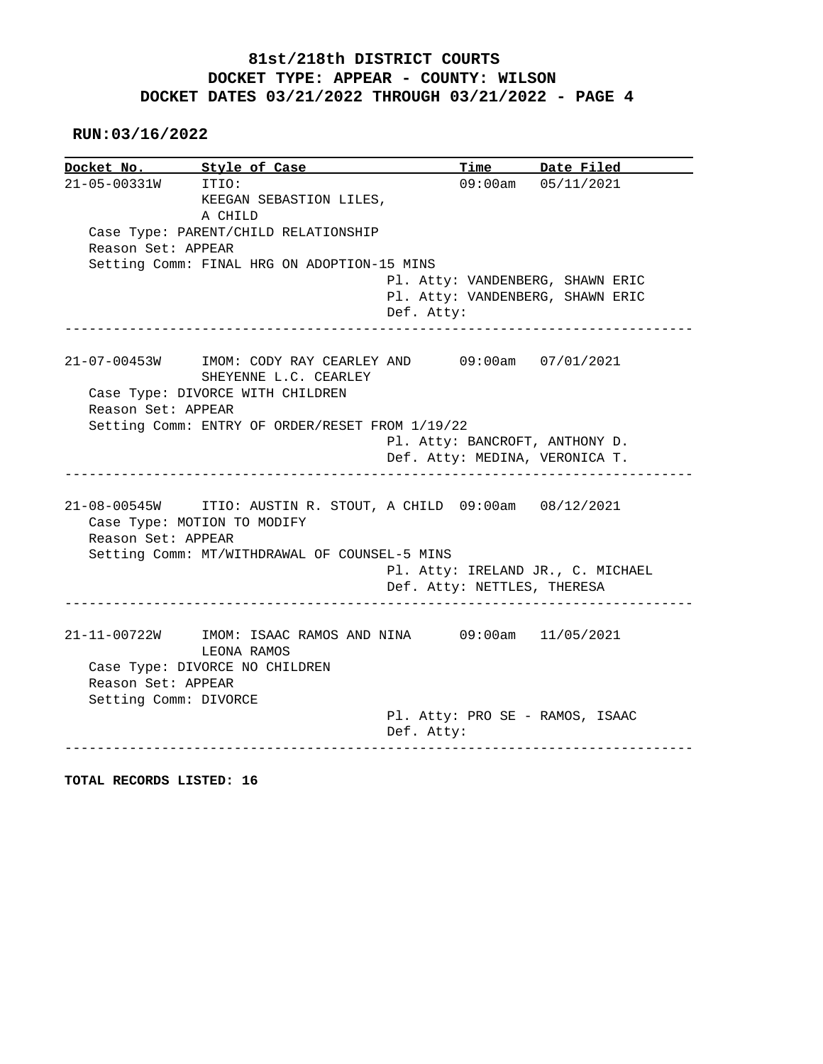# 81st/218th DISTRICT COURTS
# DOCKET TYPE: APPEAR - COUNTY: WILSON
# DOCKET DATES 03/21/2022 THROUGH 03/21/2022 - PAGE 4

**RUN:03/16/2022**

```
Docket No.       Style of Case                        Time       Date Filed
21-05-00331W     ITIO:                                09:00am    05/11/2021
                 KEEGAN SEBASTION LILES,
                 A CHILD
   Case Type: PARENT/CHILD RELATIONSHIP
   Reason Set: APPEAR
   Setting Comm: FINAL HRG ON ADOPTION-15 MINS
                                        Pl. Atty: VANDENBERG, SHAWN ERIC
                                        Pl. Atty: VANDENBERG, SHAWN ERIC
                                        Def. Atty:
-----------------------------------------------------------------------------

21-07-00453W     IMOM: CODY RAY CEARLEY AND           09:00am    07/01/2021
                 SHEYENNE L.C. CEARLEY
   Case Type: DIVORCE WITH CHILDREN
   Reason Set: APPEAR
   Setting Comm: ENTRY OF ORDER/RESET FROM 1/19/22
                                        Pl. Atty: BANCROFT, ANTHONY D.
                                        Def. Atty: MEDINA, VERONICA T.
-----------------------------------------------------------------------------

21-08-00545W     ITIO: AUSTIN R. STOUT, A CHILD       09:00am    08/12/2021
   Case Type: MOTION TO MODIFY
   Reason Set: APPEAR
   Setting Comm: MT/WITHDRAWAL OF COUNSEL-5 MINS
                                        Pl. Atty: IRELAND JR., C. MICHAEL
                                        Def. Atty: NETTLES, THERESA
-----------------------------------------------------------------------------

21-11-00722W     IMOM: ISAAC RAMOS AND NINA           09:00am    11/05/2021
                 LEONA RAMOS
   Case Type: DIVORCE NO CHILDREN
   Reason Set: APPEAR
   Setting Comm: DIVORCE
                                        Pl. Atty: PRO SE - RAMOS, ISAAC
                                        Def. Atty:
-----------------------------------------------------------------------------
```

**TOTAL RECORDS LISTED: 16**